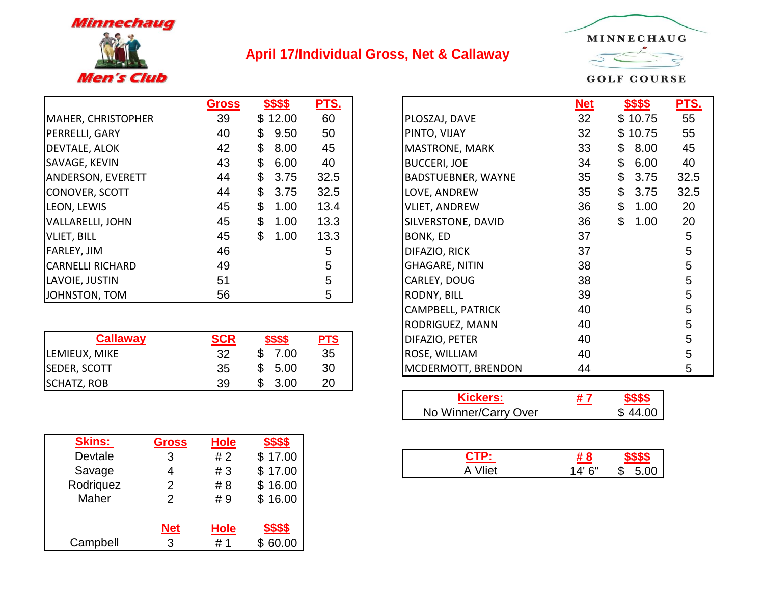Minnechaug Men's Club

# April 17/Individual Gross, Net & Callaway

MINNECHAUG GOLF COURSE

| | Gross | $$$$ | PTS. |
|---|---|---|---|
| MAHER, CHRISTOPHER | 39 | $ 12.00 | 60 |
| PERRELLI, GARY | 40 | $ 9.50 | 50 |
| DEVTALE, ALOK | 42 | $ 8.00 | 45 |
| SAVAGE, KEVIN | 43 | $ 6.00 | 40 |
| ANDERSON, EVERETT | 44 | $ 3.75 | 32.5 |
| CONOVER, SCOTT | 44 | $ 3.75 | 32.5 |
| LEON, LEWIS | 45 | $ 1.00 | 13.4 |
| VALLARELLI, JOHN | 45 | $ 1.00 | 13.3 |
| VLIET, BILL | 45 | $ 1.00 | 13.3 |
| FARLEY, JIM | 46 | | 5 |
| CARNELLI RICHARD | 49 | | 5 |
| LAVOIE, JUSTIN | 51 | | 5 |
| JOHNSTON, TOM | 56 | | 5 |

| | Net | $$$$ | PTS. |
|---|---|---|---|
| PLOSZAJ, DAVE | 32 | $ 10.75 | 55 |
| PINTO, VIJAY | 32 | $ 10.75 | 55 |
| MASTRONE, MARK | 33 | $ 8.00 | 45 |
| BUCCERI, JOE | 34 | $ 6.00 | 40 |
| BADSTUEBNER, WAYNE | 35 | $ 3.75 | 32.5 |
| LOVE, ANDREW | 35 | $ 3.75 | 32.5 |
| VLIET, ANDREW | 36 | $ 1.00 | 20 |
| SILVERSTONE, DAVID | 36 | $ 1.00 | 20 |
| BONK, ED | 37 | | 5 |
| DIFAZIO, RICK | 37 | | 5 |
| GHAGARE, NITIN | 38 | | 5 |
| CARLEY, DOUG | 38 | | 5 |
| RODNY, BILL | 39 | | 5 |
| CAMPBELL, PATRICK | 40 | | 5 |
| RODRIGUEZ, MANN | 40 | | 5 |
| DIFAZIO, PETER | 40 | | 5 |
| ROSE, WILLIAM | 40 | | 5 |
| MCDERMOTT, BRENDON | 44 | | 5 |

| Callaway | SCR | $$$$ | PTS |
|---|---|---|---|
| LEMIEUX, MIKE | 32 | $ 7.00 | 35 |
| SEDER, SCOTT | 35 | $ 5.00 | 30 |
| SCHATZ, ROB | 39 | $ 3.00 | 20 |

| Kickers: | # 7 | $$$$ |
|---|---|---|
| No Winner/Carry Over | | $ 44.00 |

| Skins: | Gross | Hole | $$$$ |
|---|---|---|---|
| Devtale | 3 | # 2 | $ 17.00 |
| Savage | 4 | # 3 | $ 17.00 |
| Rodriquez | 2 | # 8 | $ 16.00 |
| Maher | 2 | # 9 | $ 16.00 |
| | **Net** | **Hole** | **$$$$** |
| Campbell | 3 | # 1 | $ 60.00 |

| CTP: | # 8 | $$$$ |
|---|---|---|
| A Vliet | 14' 6" | $ 5.00 |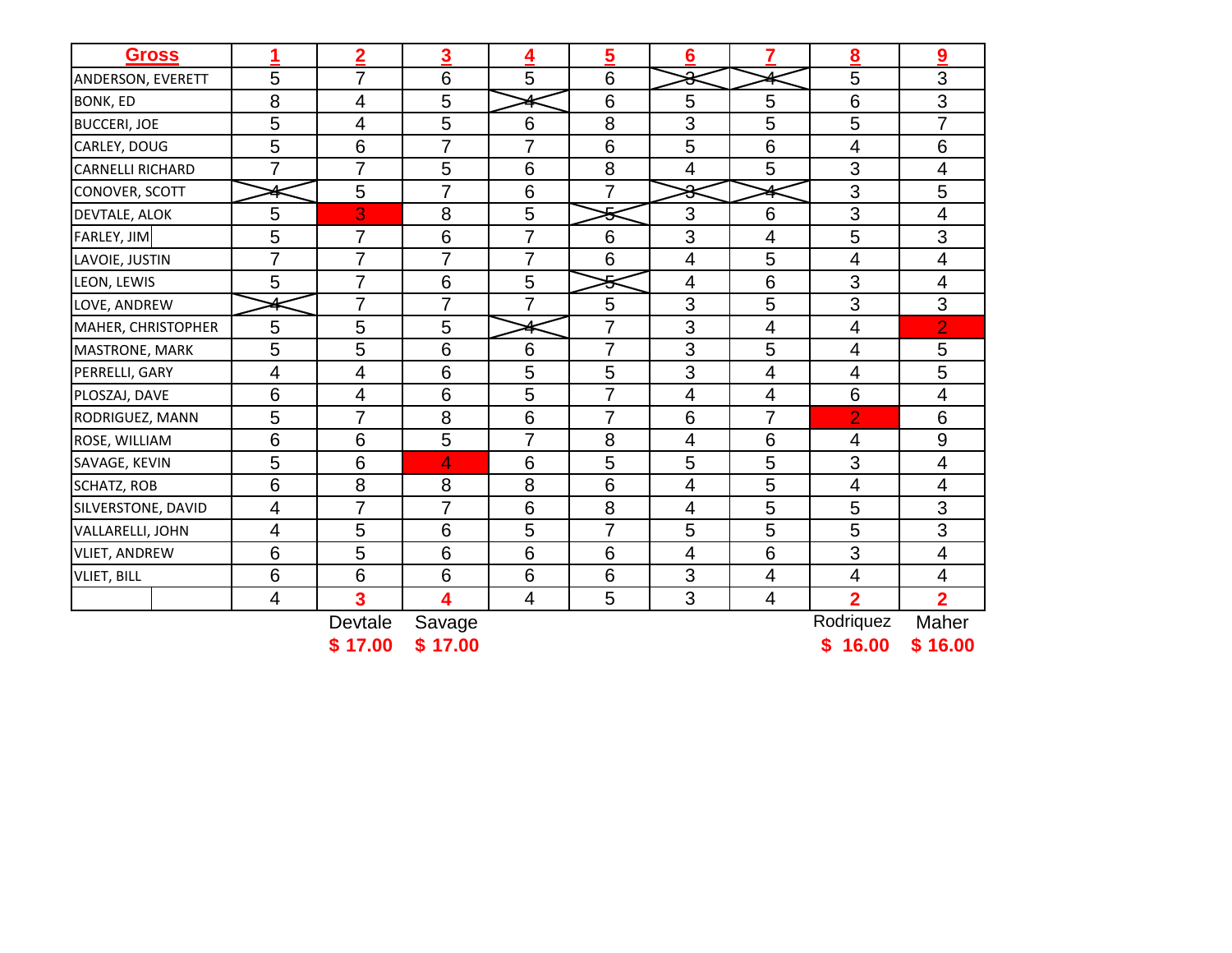| Gross | 1 | 2 | 3 | 4 | 5 | 6 | 7 | 8 | 9 |
|---|---|---|---|---|---|---|---|---|---|
| ANDERSON, EVERETT | 5 | 7 | 6 | 5 | 6 | ~~3~~ | ~~4~~ | 5 | 3 |
| BONK, ED | 8 | 4 | 5 | ~~4~~ | 6 | 5 | 5 | 6 | 3 |
| BUCCERI, JOE | 5 | 4 | 5 | 6 | 8 | 3 | 5 | 5 | 7 |
| CARLEY, DOUG | 5 | 6 | 7 | 7 | 6 | 5 | 6 | 4 | 6 |
| CARNELLI RICHARD | 7 | 7 | 5 | 6 | 8 | 4 | 5 | 3 | 4 |
| CONOVER, SCOTT | ~~4~~ | 5 | 7 | 6 | 7 | ~~3~~ | ~~4~~ | 3 | 5 |
| DEVTALE, ALOK | 5 | 3 | 8 | 5 | ~~5~~ | 3 | 6 | 3 | 4 |
| FARLEY, JIM | 5 | 7 | 6 | 7 | 6 | 3 | 4 | 5 | 3 |
| LAVOIE, JUSTIN | 7 | 7 | 7 | 7 | 6 | 4 | 5 | 4 | 4 |
| LEON, LEWIS | 5 | 7 | 6 | 5 | ~~5~~ | 4 | 6 | 3 | 4 |
| LOVE, ANDREW | ~~4~~ | 7 | 7 | 7 | 5 | 3 | 5 | 3 | 3 |
| MAHER, CHRISTOPHER | 5 | 5 | 5 | ~~4~~ | 7 | 3 | 4 | 4 | 2 |
| MASTRONE, MARK | 5 | 5 | 6 | 6 | 7 | 3 | 5 | 4 | 5 |
| PERRELLI, GARY | 4 | 4 | 6 | 5 | 5 | 3 | 4 | 4 | 5 |
| PLOSZAJ, DAVE | 6 | 4 | 6 | 5 | 7 | 4 | 4 | 6 | 4 |
| RODRIGUEZ, MANN | 5 | 7 | 8 | 6 | 7 | 6 | 7 | 2 | 6 |
| ROSE, WILLIAM | 6 | 6 | 5 | 7 | 8 | 4 | 6 | 4 | 9 |
| SAVAGE, KEVIN | 5 | 6 | 4 | 6 | 5 | 5 | 5 | 3 | 4 |
| SCHATZ, ROB | 6 | 8 | 8 | 8 | 6 | 4 | 5 | 4 | 4 |
| SILVERSTONE, DAVID | 4 | 7 | 7 | 6 | 8 | 4 | 5 | 5 | 3 |
| VALLARELLI, JOHN | 4 | 5 | 6 | 5 | 7 | 5 | 5 | 5 | 3 |
| VLIET, ANDREW | 6 | 5 | 6 | 6 | 6 | 4 | 6 | 3 | 4 |
| VLIET, BILL | 6 | 6 | 6 | 6 | 6 | 3 | 4 | 4 | 4 |
| | 4 | **3** | **4** | 4 | 5 | 3 | 4 | **2** | **2** |
| | | Devtale | Savage | | | | | Rodriquez | Maher |
| | | **$ 17.00** | **$ 17.00** | | | | | **$ 16.00** | **$ 16.00** |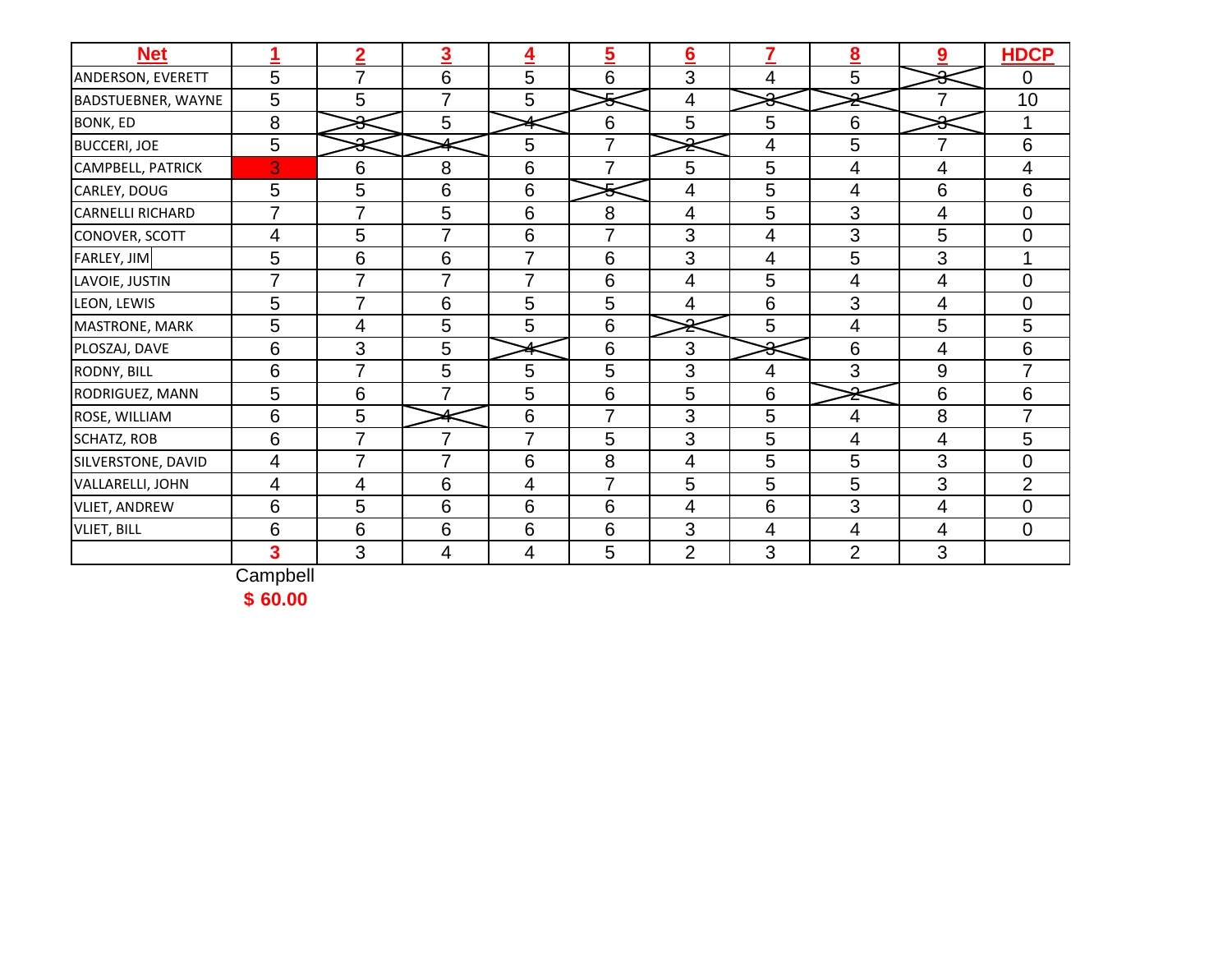| Net | 1 | 2 | 3 | 4 | 5 | 6 | 7 | 8 | 9 | HDCP |
|---|---|---|---|---|---|---|---|---|---|---|
| ANDERSON, EVERETT | 5 | 7 | 6 | 5 | 6 | 3 | 4 | 5 | ~~3~~ | 0 |
| BADSTUEBNER, WAYNE | 5 | 5 | 7 | 5 | ~~5~~ | 4 | ~~3~~ | ~~2~~ | 7 | 10 |
| BONK, ED | 8 | ~~3~~ | 5 | ~~4~~ | 6 | 5 | 5 | 6 | ~~3~~ | 1 |
| BUCCERI, JOE | 5 | ~~3~~ | ~~4~~ | 5 | 7 | ~~2~~ | 4 | 5 | 7 | 6 |
| CAMPBELL, PATRICK | 3 | 6 | 8 | 6 | 7 | 5 | 5 | 4 | 4 | 4 |
| CARLEY, DOUG | 5 | 5 | 6 | 6 | ~~5~~ | 4 | 5 | 4 | 6 | 6 |
| CARNELLI RICHARD | 7 | 7 | 5 | 6 | 8 | 4 | 5 | 3 | 4 | 0 |
| CONOVER, SCOTT | 4 | 5 | 7 | 6 | 7 | 3 | 4 | 3 | 5 | 0 |
| FARLEY, JIM | 5 | 6 | 6 | 7 | 6 | 3 | 4 | 5 | 3 | 1 |
| LAVOIE, JUSTIN | 7 | 7 | 7 | 7 | 6 | 4 | 5 | 4 | 4 | 0 |
| LEON, LEWIS | 5 | 7 | 6 | 5 | 5 | 4 | 6 | 3 | 4 | 0 |
| MASTRONE, MARK | 5 | 4 | 5 | 5 | 6 | ~~2~~ | 5 | 4 | 5 | 5 |
| PLOSZAJ, DAVE | 6 | 3 | 5 | ~~4~~ | 6 | 3 | ~~3~~ | 6 | 4 | 6 |
| RODNY, BILL | 6 | 7 | 5 | 5 | 5 | 3 | 4 | 3 | 9 | 7 |
| RODRIGUEZ, MANN | 5 | 6 | 7 | 5 | 6 | 5 | 6 | ~~2~~ | 6 | 6 |
| ROSE, WILLIAM | 6 | 5 | ~~4~~ | 6 | 7 | 3 | 5 | 4 | 8 | 7 |
| SCHATZ, ROB | 6 | 7 | 7 | 7 | 5 | 3 | 5 | 4 | 4 | 5 |
| SILVERSTONE, DAVID | 4 | 7 | 7 | 6 | 8 | 4 | 5 | 5 | 3 | 0 |
| VALLARELLI, JOHN | 4 | 4 | 6 | 4 | 7 | 5 | 5 | 5 | 3 | 2 |
| VLIET, ANDREW | 6 | 5 | 6 | 6 | 6 | 4 | 6 | 3 | 4 | 0 |
| VLIET, BILL | 6 | 6 | 6 | 6 | 6 | 3 | 4 | 4 | 4 | 0 |
| | **3** | 3 | 4 | 4 | 5 | 2 | 3 | 2 | 3 | |
| | Campbell | | | | | | | | | |
| | **$ 60.00** | | | | | | | | | |